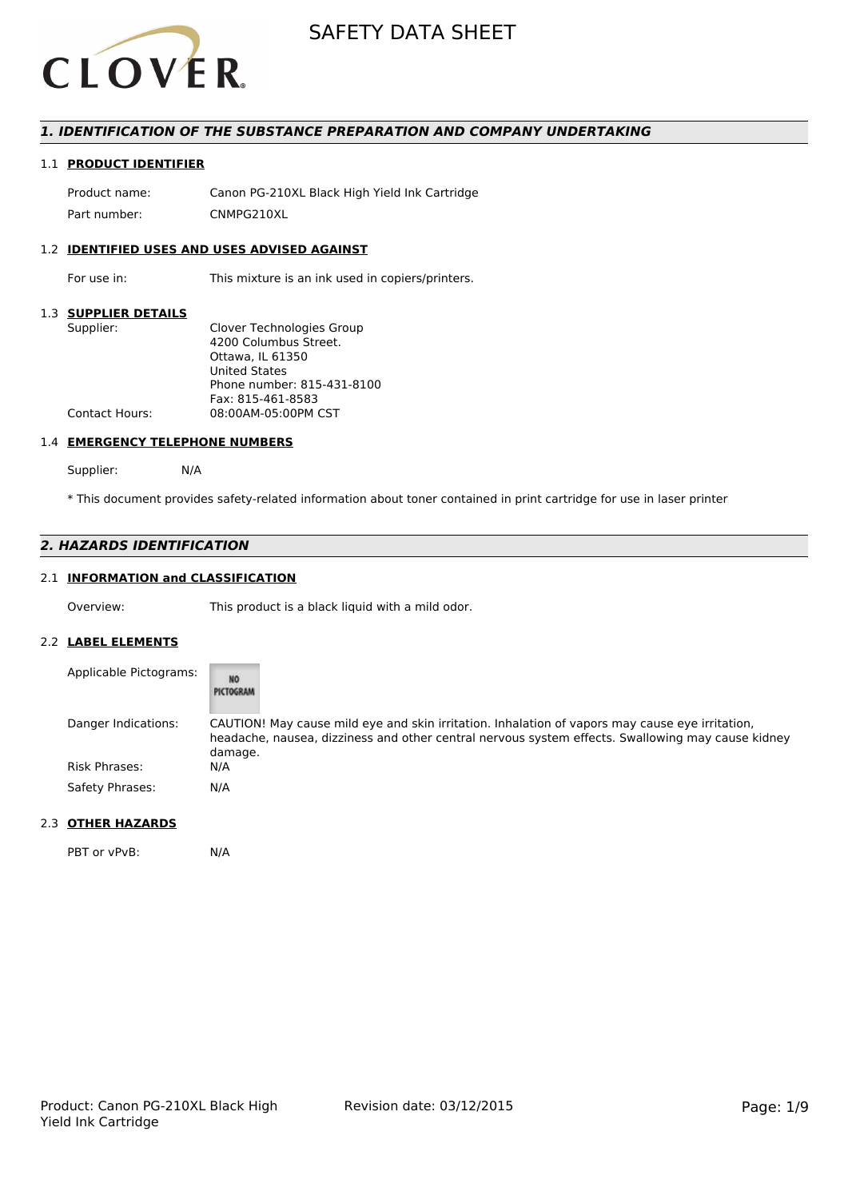# SAFETY DATA SHEET

## 1. IDENTIFICATION OF THE SUBSTANCE PREPARATION AND COMPANY UNDERTAKING

### 1.1 PRODUCT IDENTIFIER

| | |
|---|---|
| Product name: | Canon PG-210XL Black High Yield Ink Cartridge |
| Part number: | CNMPG210XL |

### 1.2 IDENTIFIED USES AND USES ADVISED AGAINST

| | |
|---|---|
| For use in: | This mixture is an ink used in copiers/printers. |

### 1.3 SUPPLIER DETAILS

| | |
|---|---|
| Supplier: | Clover Technologies Group<br>4200 Columbus Street.<br>Ottawa, IL 61350<br>United States<br>Phone number: 815-431-8100<br>Fax: 815-461-8583 |
| Contact Hours: | 08:00AM-05:00PM CST |

### 1.4 EMERGENCY TELEPHONE NUMBERS

Supplier: N/A

* This document provides safety-related information about toner contained in print cartridge for use in laser printer

## 2. HAZARDS IDENTIFICATION

### 2.1 INFORMATION and CLASSIFICATION

| | |
|---|---|
| Overview: | This product is a black liquid with a mild odor. |

### 2.2 LABEL ELEMENTS

| | |
|---|---|
| Applicable Pictograms: | NO PICTOGRAM |
| Danger Indications: | CAUTION! May cause mild eye and skin irritation. Inhalation of vapors may cause eye irritation, headache, nausea, dizziness and other central nervous system effects. Swallowing may cause kidney damage. |
| Risk Phrases: | N/A |
| Safety Phrases: | N/A |

### 2.3 OTHER HAZARDS

| | |
|---|---|
| PBT or vPvB: | N/A |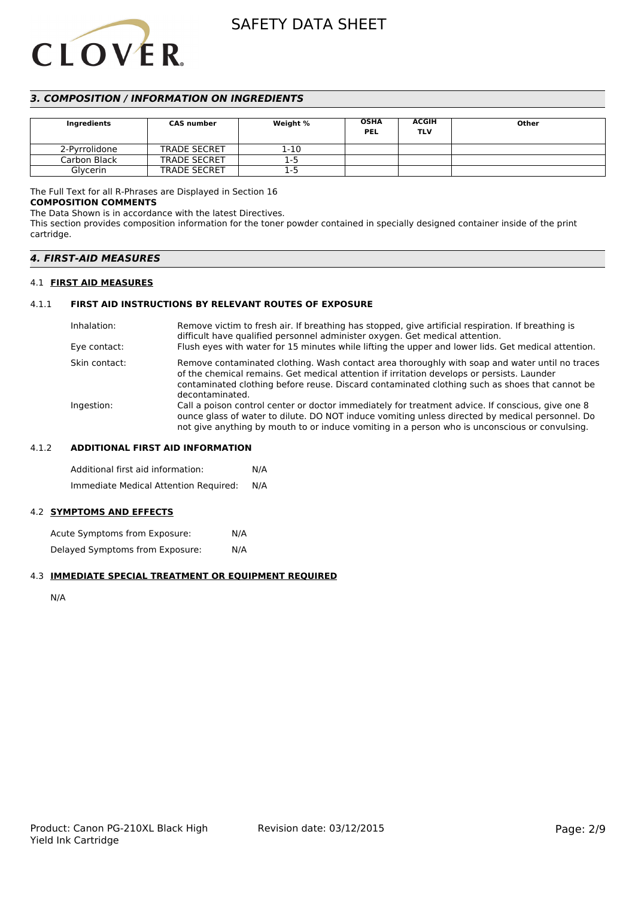## 3. COMPOSITION / INFORMATION ON INGREDIENTS

| Ingredients | CAS number | Weight % | OSHA PEL | ACGIH TLV | Other |
|---|---|---|---|---|---|
| 2-Pyrrolidone | TRADE SECRET | 1-10 | | | |
| Carbon Black | TRADE SECRET | 1-5 | | | |
| Glycerin | TRADE SECRET | 1-5 | | | |

The Full Text for all R-Phrases are Displayed in Section 16

**COMPOSITION COMMENTS**

The Data Shown is in accordance with the latest Directives.

This section provides composition information for the toner powder contained in specially designed container inside of the print cartridge.

## 4. FIRST-AID MEASURES

### 4.1 FIRST AID MEASURES

#### 4.1.1 FIRST AID INSTRUCTIONS BY RELEVANT ROUTES OF EXPOSURE

Inhalation: Remove victim to fresh air. If breathing has stopped, give artificial respiration. If breathing is difficult have qualified personnel administer oxygen. Get medical attention.

Eye contact: Flush eyes with water for 15 minutes while lifting the upper and lower lids. Get medical attention.

Skin contact: Remove contaminated clothing. Wash contact area thoroughly with soap and water until no traces of the chemical remains. Get medical attention if irritation develops or persists. Launder contaminated clothing before reuse. Discard contaminated clothing such as shoes that cannot be decontaminated.

Ingestion: Call a poison control center or doctor immediately for treatment advice. If conscious, give one 8 ounce glass of water to dilute. DO NOT induce vomiting unless directed by medical personnel. Do not give anything by mouth to or induce vomiting in a person who is unconscious or convulsing.

#### 4.1.2 ADDITIONAL FIRST AID INFORMATION

Additional first aid information: N/A

Immediate Medical Attention Required: N/A

### 4.2 SYMPTOMS AND EFFECTS

Acute Symptoms from Exposure: N/A

Delayed Symptoms from Exposure: N/A

### 4.3 IMMEDIATE SPECIAL TREATMENT OR EQUIPMENT REQUIRED

N/A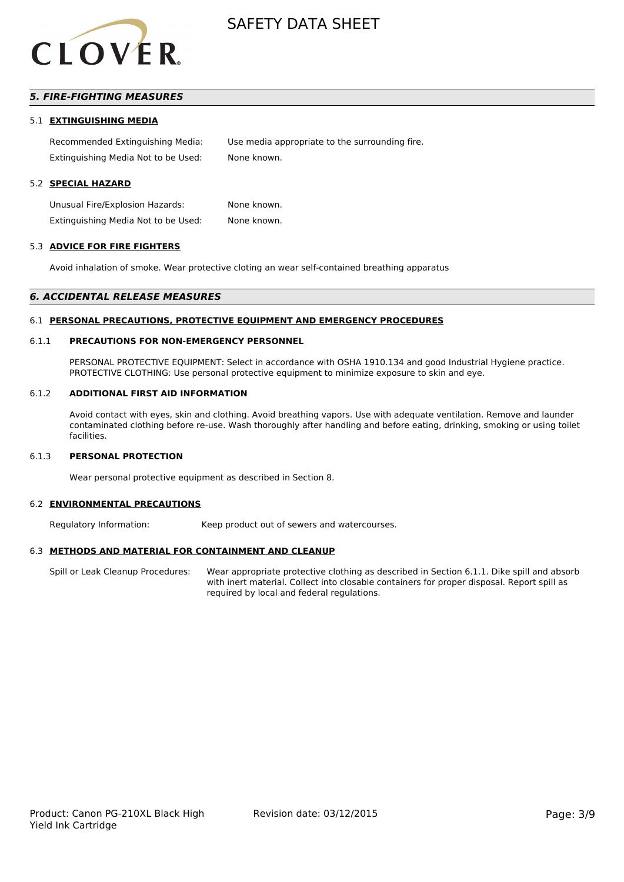## *5. FIRE-FIGHTING MEASURES*

### 5.1 EXTINGUISHING MEDIA

Recommended Extinguishing Media: Use media appropriate to the surrounding fire.

Extinguishing Media Not to be Used: None known.

### 5.2 SPECIAL HAZARD

Unusual Fire/Explosion Hazards: None known.

Extinguishing Media Not to be Used: None known.

### 5.3 ADVICE FOR FIRE FIGHTERS

Avoid inhalation of smoke. Wear protective cloting an wear self-contained breathing apparatus

## *6. ACCIDENTAL RELEASE MEASURES*

### 6.1 PERSONAL PRECAUTIONS, PROTECTIVE EQUIPMENT AND EMERGENCY PROCEDURES

#### 6.1.1 PRECAUTIONS FOR NON-EMERGENCY PERSONNEL

PERSONAL PROTECTIVE EQUIPMENT: Select in accordance with OSHA 1910.134 and good Industrial Hygiene practice. PROTECTIVE CLOTHING: Use personal protective equipment to minimize exposure to skin and eye.

#### 6.1.2 ADDITIONAL FIRST AID INFORMATION

Avoid contact with eyes, skin and clothing. Avoid breathing vapors. Use with adequate ventilation. Remove and launder contaminated clothing before re-use. Wash thoroughly after handling and before eating, drinking, smoking or using toilet facilities.

#### 6.1.3 PERSONAL PROTECTION

Wear personal protective equipment as described in Section 8.

### 6.2 ENVIRONMENTAL PRECAUTIONS

Regulatory Information: Keep product out of sewers and watercourses.

### 6.3 METHODS AND MATERIAL FOR CONTAINMENT AND CLEANUP

Spill or Leak Cleanup Procedures: Wear appropriate protective clothing as described in Section 6.1.1. Dike spill and absorb with inert material. Collect into closable containers for proper disposal. Report spill as required by local and federal regulations.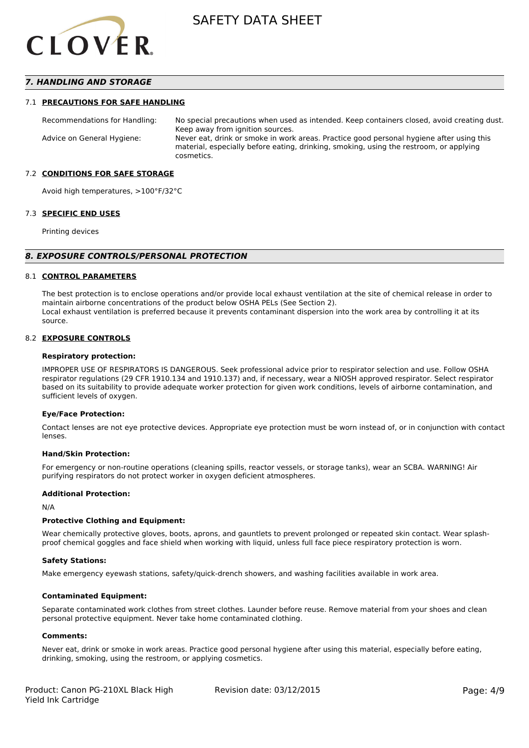## 7. HANDLING AND STORAGE

### 7.1 PRECAUTIONS FOR SAFE HANDLING

Recommendations for Handling: No special precautions when used as intended. Keep containers closed, avoid creating dust. Keep away from ignition sources.

Advice on General Hygiene: Never eat, drink or smoke in work areas. Practice good personal hygiene after using this material, especially before eating, drinking, smoking, using the restroom, or applying cosmetics.

### 7.2 CONDITIONS FOR SAFE STORAGE

Avoid high temperatures, >100°F/32°C

### 7.3 SPECIFIC END USES

Printing devices

## 8. EXPOSURE CONTROLS/PERSONAL PROTECTION

### 8.1 CONTROL PARAMETERS

The best protection is to enclose operations and/or provide local exhaust ventilation at the site of chemical release in order to maintain airborne concentrations of the product below OSHA PELs (See Section 2).
Local exhaust ventilation is preferred because it prevents contaminant dispersion into the work area by controlling it at its source.

### 8.2 EXPOSURE CONTROLS

**Respiratory protection:**

IMPROPER USE OF RESPIRATORS IS DANGEROUS. Seek professional advice prior to respirator selection and use. Follow OSHA respirator regulations (29 CFR 1910.134 and 1910.137) and, if necessary, wear a NIOSH approved respirator. Select respirator based on its suitability to provide adequate worker protection for given work conditions, levels of airborne contamination, and sufficient levels of oxygen.

**Eye/Face Protection:**

Contact lenses are not eye protective devices. Appropriate eye protection must be worn instead of, or in conjunction with contact lenses.

**Hand/Skin Protection:**

For emergency or non-routine operations (cleaning spills, reactor vessels, or storage tanks), wear an SCBA. WARNING! Air purifying respirators do not protect worker in oxygen deficient atmospheres.

**Additional Protection:**

N/A

**Protective Clothing and Equipment:**

Wear chemically protective gloves, boots, aprons, and gauntlets to prevent prolonged or repeated skin contact. Wear splash-proof chemical goggles and face shield when working with liquid, unless full face piece respiratory protection is worn.

**Safety Stations:**

Make emergency eyewash stations, safety/quick-drench showers, and washing facilities available in work area.

**Contaminated Equipment:**

Separate contaminated work clothes from street clothes. Launder before reuse. Remove material from your shoes and clean personal protective equipment. Never take home contaminated clothing.

**Comments:**

Never eat, drink or smoke in work areas. Practice good personal hygiene after using this material, especially before eating, drinking, smoking, using the restroom, or applying cosmetics.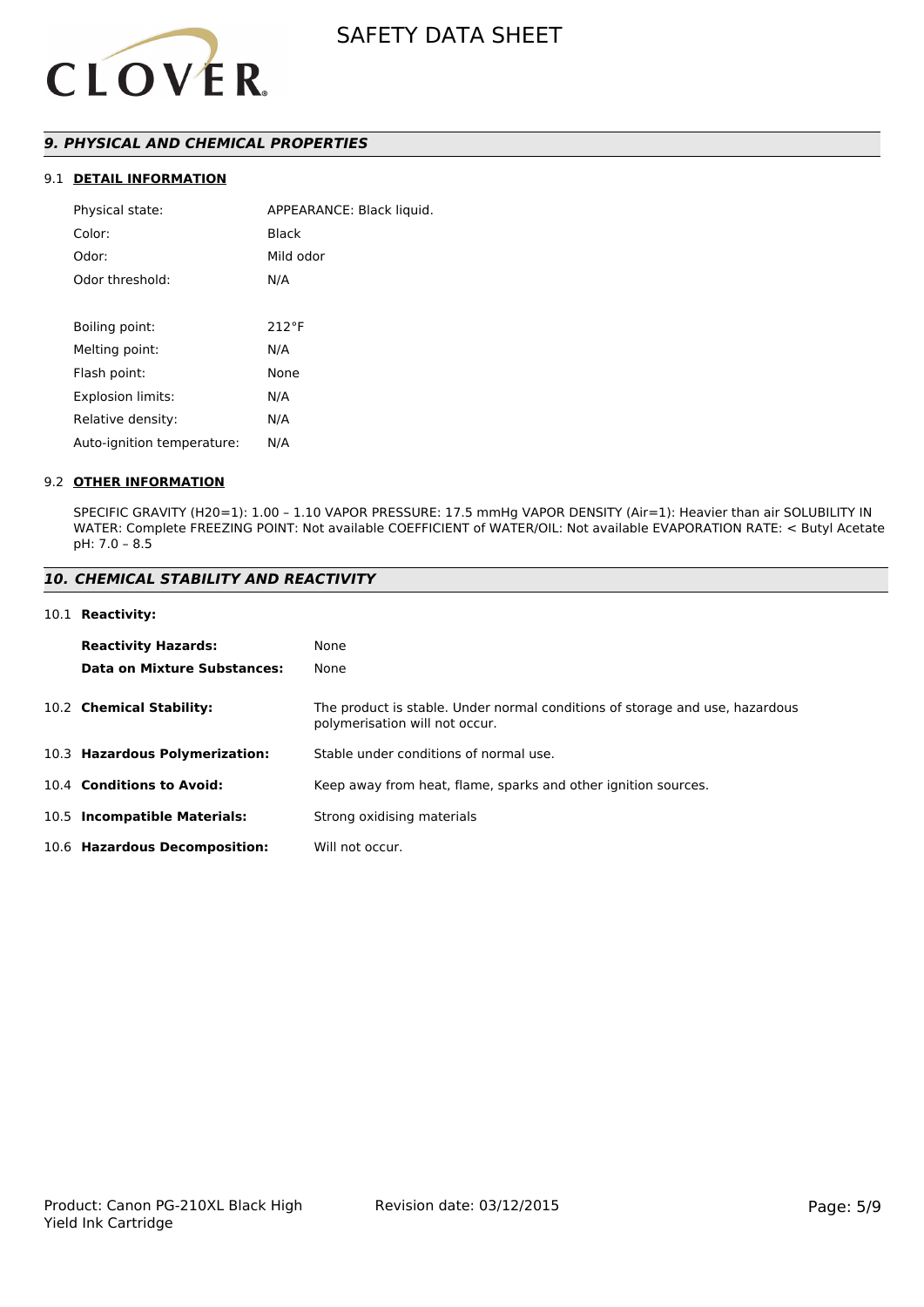## *9. PHYSICAL AND CHEMICAL PROPERTIES*

### 9.1 DETAIL INFORMATION

| | |
|---|---|
| Physical state: | APPEARANCE: Black liquid. |
| Color: | Black |
| Odor: | Mild odor |
| Odor threshold: | N/A |
| Boiling point: | 212°F |
| Melting point: | N/A |
| Flash point: | None |
| Explosion limits: | N/A |
| Relative density: | N/A |
| Auto-ignition temperature: | N/A |

### 9.2 OTHER INFORMATION

SPECIFIC GRAVITY ($H_2O$=1): 1.00 – 1.10 VAPOR PRESSURE: 17.5 mmHg VAPOR DENSITY (Air=1): Heavier than air SOLUBILITY IN WATER: Complete FREEZING POINT: Not available COEFFICIENT of WATER/OIL: Not available EVAPORATION RATE: < Butyl Acetate pH: 7.0 – 8.5

## *10. CHEMICAL STABILITY AND REACTIVITY*

### 10.1 Reactivity:

| | |
|---|---|
| **Reactivity Hazards:** | None |
| **Data on Mixture Substances:** | None |

| | |
|---|---|
| 10.2 **Chemical Stability:** | The product is stable. Under normal conditions of storage and use, hazardous polymerisation will not occur. |
| 10.3 **Hazardous Polymerization:** | Stable under conditions of normal use. |
| 10.4 **Conditions to Avoid:** | Keep away from heat, flame, sparks and other ignition sources. |
| 10.5 **Incompatible Materials:** | Strong oxidising materials |
| 10.6 **Hazardous Decomposition:** | Will not occur. |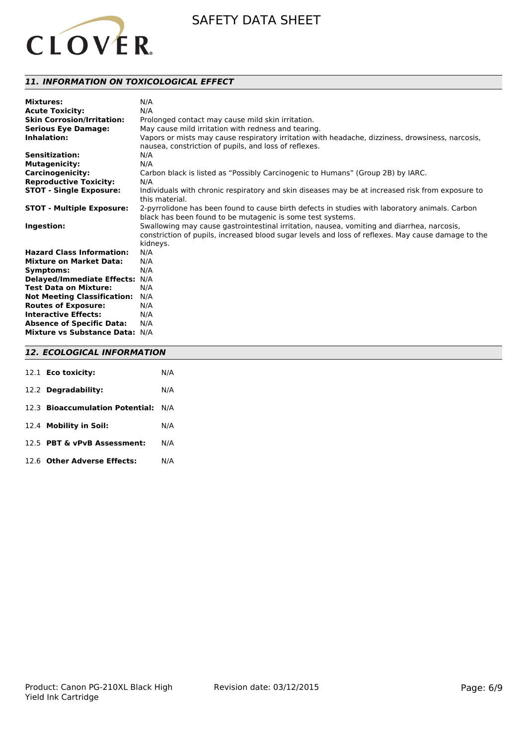## *11. INFORMATION ON TOXICOLOGICAL EFFECT*

| | |
|---|---|
| **Mixtures:** | N/A |
| **Acute Toxicity:** | N/A |
| **Skin Corrosion/Irritation:** | Prolonged contact may cause mild skin irritation. |
| **Serious Eye Damage:** | May cause mild irritation with redness and tearing. |
| **Inhalation:** | Vapors or mists may cause respiratory irritation with headache, dizziness, drowsiness, narcosis, nausea, constriction of pupils, and loss of reflexes. |
| **Sensitization:** | N/A |
| **Mutagenicity:** | N/A |
| **Carcinogenicity:** | Carbon black is listed as “Possibly Carcinogenic to Humans” (Group 2B) by IARC. |
| **Reproductive Toxicity:** | N/A |
| **STOT - Single Exposure:** | Individuals with chronic respiratory and skin diseases may be at increased risk from exposure to this material. |
| **STOT - Multiple Exposure:** | 2-pyrrolidone has been found to cause birth defects in studies with laboratory animals. Carbon black has been found to be mutagenic is some test systems. |
| **Ingestion:** | Swallowing may cause gastrointestinal irritation, nausea, vomiting and diarrhea, narcosis, constriction of pupils, increased blood sugar levels and loss of reflexes. May cause damage to the kidneys. |
| **Hazard Class Information:** | N/A |
| **Mixture on Market Data:** | N/A |
| **Symptoms:** | N/A |
| **Delayed/Immediate Effects:** | N/A |
| **Test Data on Mixture:** | N/A |
| **Not Meeting Classification:** | N/A |
| **Routes of Exposure:** | N/A |
| **Interactive Effects:** | N/A |
| **Absence of Specific Data:** | N/A |
| **Mixture vs Substance Data:** | N/A |

## *12. ECOLOGICAL INFORMATION*

| | | |
|---|---|---|
| 12.1 | **Eco toxicity:** | N/A |
| 12.2 | **Degradability:** | N/A |
| 12.3 | **Bioaccumulation Potential:** | N/A |
| 12.4 | **Mobility in Soil:** | N/A |
| 12.5 | **PBT & vPvB Assessment:** | N/A |
| 12.6 | **Other Adverse Effects:** | N/A |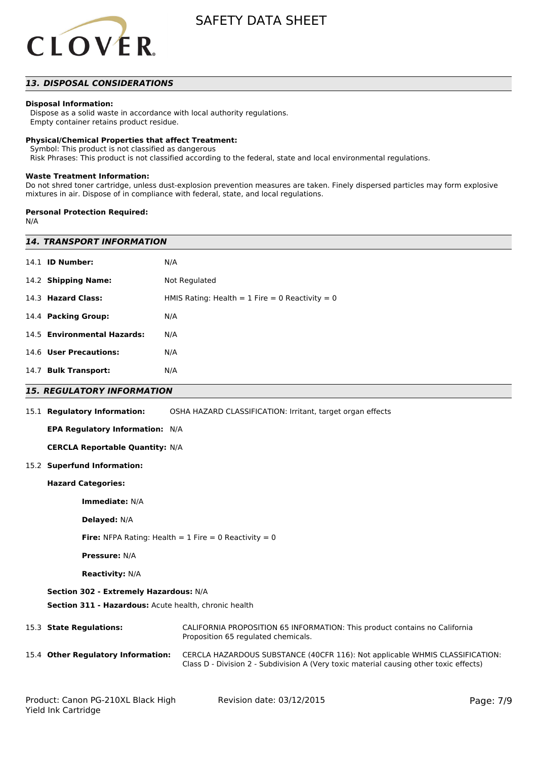## 13. DISPOSAL CONSIDERATIONS

**Disposal Information:**
Dispose as a solid waste in accordance with local authority regulations.
Empty container retains product residue.

**Physical/Chemical Properties that affect Treatment:**
Symbol: This product is not classified as dangerous
Risk Phrases: This product is not classified according to the federal, state and local environmental regulations.

**Waste Treatment Information:**
Do not shred toner cartridge, unless dust-explosion prevention measures are taken. Finely dispersed particles may form explosive mixtures in air. Dispose of in compliance with federal, state, and local regulations.

**Personal Protection Required:**
N/A

## 14. TRANSPORT INFORMATION

| | |
|---|---|
| 14.1 **ID Number:** | N/A |
| 14.2 **Shipping Name:** | Not Regulated |
| 14.3 **Hazard Class:** | HMIS Rating: Health = 1 Fire = 0 Reactivity = 0 |
| 14.4 **Packing Group:** | N/A |
| 14.5 **Environmental Hazards:** | N/A |
| 14.6 **User Precautions:** | N/A |
| 14.7 **Bulk Transport:** | N/A |

## 15. REGULATORY INFORMATION

15.1 **Regulatory Information:** OSHA HAZARD CLASSIFICATION: Irritant, target organ effects

**EPA Regulatory Information:** N/A

**CERCLA Reportable Quantity:** N/A

15.2 **Superfund Information:**

**Hazard Categories:**

**Immediate:** N/A

**Delayed:** N/A

**Fire:** NFPA Rating: Health = 1 Fire = 0 Reactivity = 0

**Pressure:** N/A

**Reactivity:** N/A

**Section 302 - Extremely Hazardous:** N/A

**Section 311 - Hazardous:** Acute health, chronic health

15.3 **State Regulations:** CALIFORNIA PROPOSITION 65 INFORMATION: This product contains no California Proposition 65 regulated chemicals.

15.4 **Other Regulatory Information:** CERCLA HAZARDOUS SUBSTANCE (40CFR 116): Not applicable WHMIS CLASSIFICATION: Class D - Division 2 - Subdivision A (Very toxic material causing other toxic effects)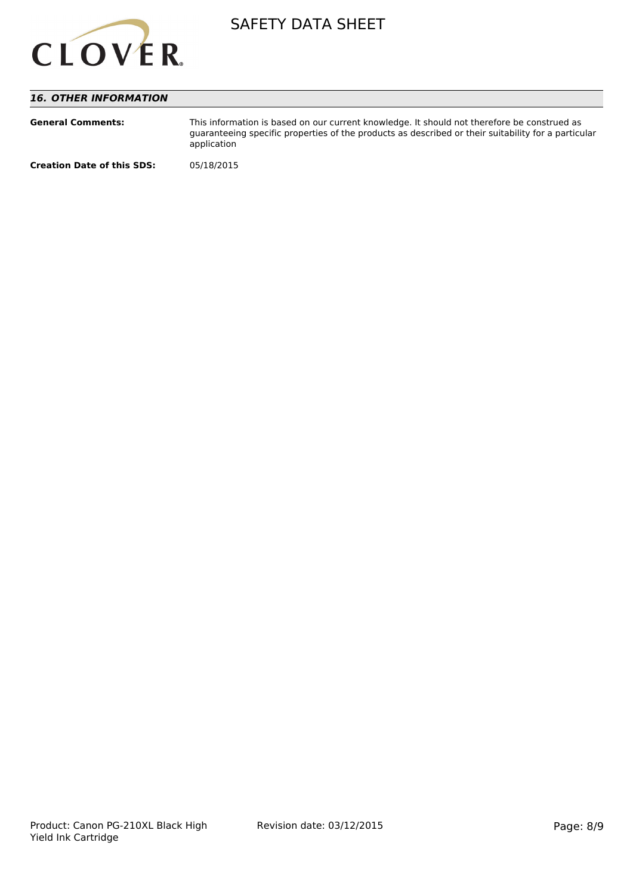### *16. OTHER INFORMATION*

**General Comments:** This information is based on our current knowledge. It should not therefore be construed as guaranteeing specific properties of the products as described or their suitability for a particular application

**Creation Date of this SDS:** 05/18/2015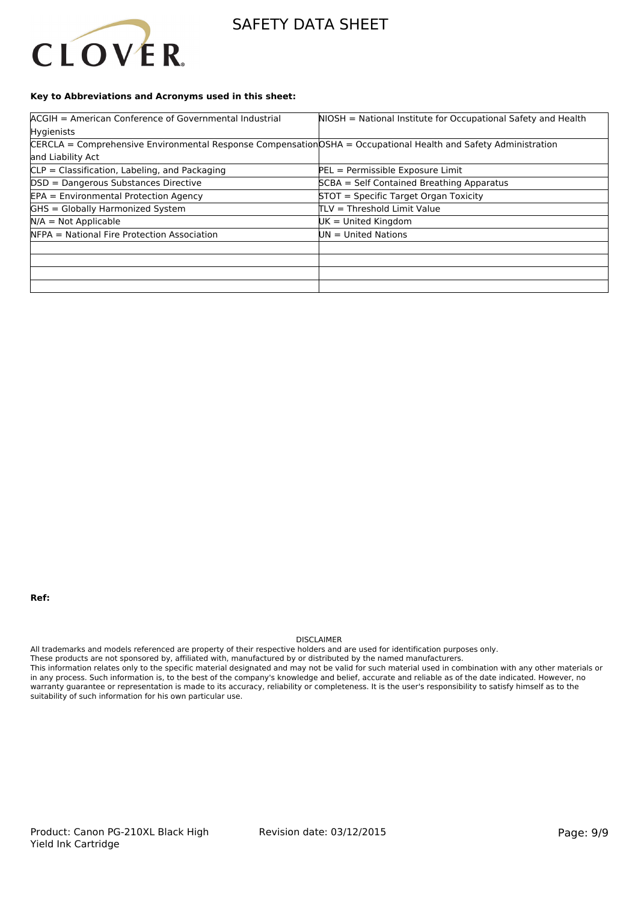**Key to Abbreviations and Acronyms used in this sheet:**

| | |
|---|---|
| ACGIH = American Conference of Governmental Industrial Hygienists | NIOSH = National Institute for Occupational Safety and Health |
| CERCLA = Comprehensive Environmental Response Compensation and Liability Act | OSHA = Occupational Health and Safety Administration |
| CLP = Classification, Labeling, and Packaging | PEL = Permissible Exposure Limit |
| DSD = Dangerous Substances Directive | SCBA = Self Contained Breathing Apparatus |
| EPA = Environmental Protection Agency | STOT = Specific Target Organ Toxicity |
| GHS = Globally Harmonized System | TLV = Threshold Limit Value |
| N/A = Not Applicable | UK = United Kingdom |
| NFPA = National Fire Protection Association | UN = United Nations |
| | |
| | |
| | |
| | |

**Ref:**

DISCLAIMER

All trademarks and models referenced are property of their respective holders and are used for identification purposes only.
These products are not sponsored by, affiliated with, manufactured by or distributed by the named manufacturers.
This information relates only to the specific material designated and may not be valid for such material used in combination with any other materials or in any process. Such information is, to the best of the company's knowledge and belief, accurate and reliable as of the date indicated. However, no warranty guarantee or representation is made to its accuracy, reliability or completeness. It is the user's responsibility to satisfy himself as to the suitability of such information for his own particular use.